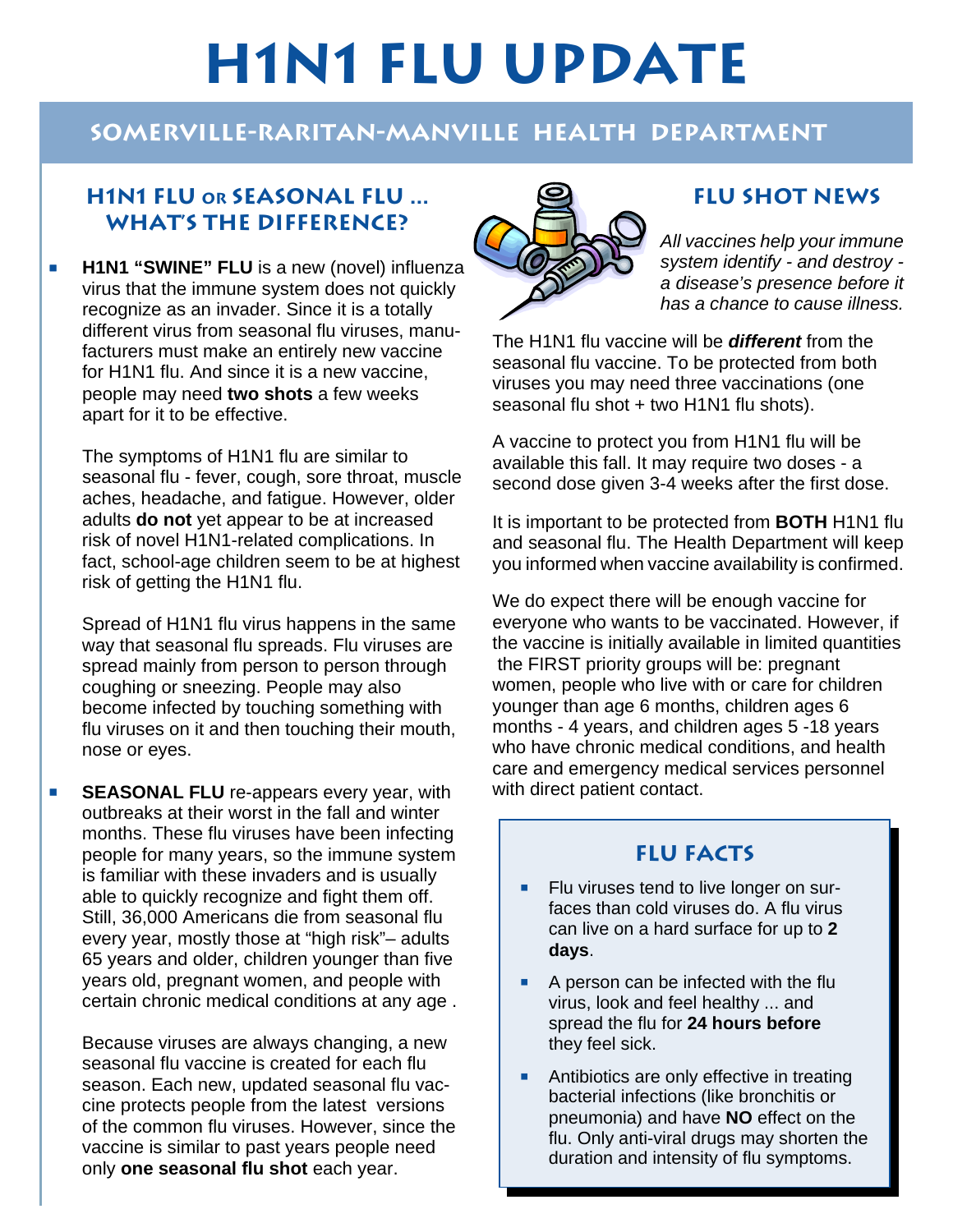# H1N1 FLU UPDATE

## SOMERVILLE-RARITAN-MANVILLE HEALTH DEPARTMENT

### H1N1 FLU or SEASONAL FLU ... WHAT'S THE DIFFERENCE?

- **H1N1 "SWINE" FLU** is a new (novel) influenza virus that the immune system does not quickly recognize as an invader. Since it is a totally different virus from seasonal flu viruses, manufacturers must make an entirely new vaccine for H1N1 flu. And since it is a new vaccine, people may need **two shots** a few weeks apart for it to be effective.

  The symptoms of H1N1 flu are similar to seasonal flu - fever, cough, sore throat, muscle aches, headache, and fatigue. However, older adults **do not** yet appear to be at increased risk of novel H1N1-related complications. In fact, school-age children seem to be at highest risk of getting the H1N1 flu.

  Spread of H1N1 flu virus happens in the same way that seasonal flu spreads. Flu viruses are spread mainly from person to person through coughing or sneezing. People may also become infected by touching something with flu viruses on it and then touching their mouth, nose or eyes.

- **SEASONAL FLU** re-appears every year, with outbreaks at their worst in the fall and winter months. These flu viruses have been infecting people for many years, so the immune system is familiar with these invaders and is usually able to quickly recognize and fight them off. Still, 36,000 Americans die from seasonal flu every year, mostly those at "high risk"– adults 65 years and older, children younger than five years old, pregnant women, and people with certain chronic medical conditions at any age .

  Because viruses are always changing, a new seasonal flu vaccine is created for each flu season. Each new, updated seasonal flu vaccine protects people from the latest versions of the common flu viruses. However, since the vaccine is similar to past years people need only **one seasonal flu shot** each year.

### FLU SHOT NEWS

*All vaccines help your immune system identify - and destroy - a disease's presence before it has a chance to cause illness.*

The H1N1 flu vaccine will be ***different*** from the seasonal flu vaccine. To be protected from both viruses you may need three vaccinations (one seasonal flu shot + two H1N1 flu shots).

A vaccine to protect you from H1N1 flu will be available this fall. It may require two doses - a second dose given 3-4 weeks after the first dose.

It is important to be protected from **BOTH** H1N1 flu and seasonal flu. The Health Department will keep you informed when vaccine availability is confirmed.

We do expect there will be enough vaccine for everyone who wants to be vaccinated. However, if the vaccine is initially available in limited quantities the FIRST priority groups will be: pregnant women, people who live with or care for children younger than age 6 months, children ages 6 months - 4 years, and children ages 5 -18 years who have chronic medical conditions, and health care and emergency medical services personnel with direct patient contact.

### FLU FACTS

- Flu viruses tend to live longer on surfaces than cold viruses do. A flu virus can live on a hard surface for up to **2 days**.
- A person can be infected with the flu virus, look and feel healthy ... and spread the flu for **24 hours before** they feel sick.
- Antibiotics are only effective in treating bacterial infections (like bronchitis or pneumonia) and have **NO** effect on the flu. Only anti-viral drugs may shorten the duration and intensity of flu symptoms.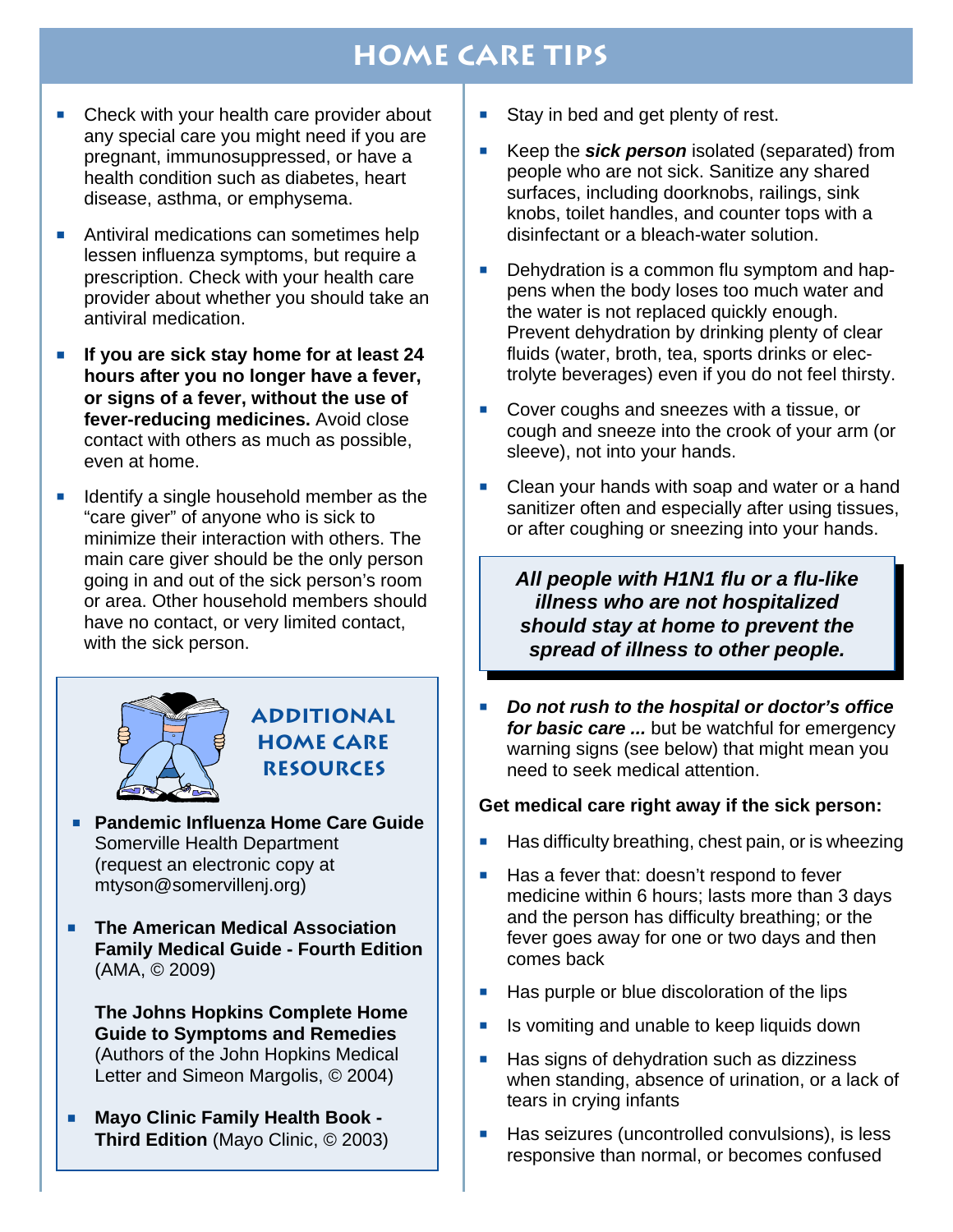# HOME CARE TIPS

- Check with your health care provider about any special care you might need if you are pregnant, immunosuppressed, or have a health condition such as diabetes, heart disease, asthma, or emphysema.
- Antiviral medications can sometimes help lessen influenza symptoms, but require a prescription. Check with your health care provider about whether you should take an antiviral medication.
- **If you are sick stay home for at least 24 hours after you no longer have a fever, or signs of a fever, without the use of fever-reducing medicines.** Avoid close contact with others as much as possible, even at home.
- Identify a single household member as the "care giver" of anyone who is sick to minimize their interaction with others. The main care giver should be the only person going in and out of the sick person's room or area. Other household members should have no contact, or very limited contact, with the sick person.

## ADDITIONAL HOME CARE RESOURCES

- **Pandemic Influenza Home Care Guide** Somerville Health Department (request an electronic copy at mtyson@somervillenj.org)
- **The American Medical Association Family Medical Guide - Fourth Edition** (AMA, © 2009)

  **The Johns Hopkins Complete Home Guide to Symptoms and Remedies** (Authors of the John Hopkins Medical Letter and Simeon Margolis, © 2004)
- **Mayo Clinic Family Health Book - Third Edition** (Mayo Clinic, © 2003)

---

- Stay in bed and get plenty of rest.
- Keep the ***sick person*** isolated (separated) from people who are not sick. Sanitize any shared surfaces, including doorknobs, railings, sink knobs, toilet handles, and counter tops with a disinfectant or a bleach-water solution.
- Dehydration is a common flu symptom and happens when the body loses too much water and the water is not replaced quickly enough. Prevent dehydration by drinking plenty of clear fluids (water, broth, tea, sports drinks or electrolyte beverages) even if you do not feel thirsty.
- Cover coughs and sneezes with a tissue, or cough and sneeze into the crook of your arm (or sleeve), not into your hands.
- Clean your hands with soap and water or a hand sanitizer often and especially after using tissues, or after coughing or sneezing into your hands.

***All people with H1N1 flu or a flu-like illness who are not hospitalized should stay at home to prevent the spread of illness to other people.***

- ***Do not rush to the hospital or doctor's office for basic care ...*** but be watchful for emergency warning signs (see below) that might mean you need to seek medical attention.

**Get medical care right away if the sick person:**

- Has difficulty breathing, chest pain, or is wheezing
- Has a fever that: doesn't respond to fever medicine within 6 hours; lasts more than 3 days and the person has difficulty breathing; or the fever goes away for one or two days and then comes back
- Has purple or blue discoloration of the lips
- Is vomiting and unable to keep liquids down
- Has signs of dehydration such as dizziness when standing, absence of urination, or a lack of tears in crying infants
- Has seizures (uncontrolled convulsions), is less responsive than normal, or becomes confused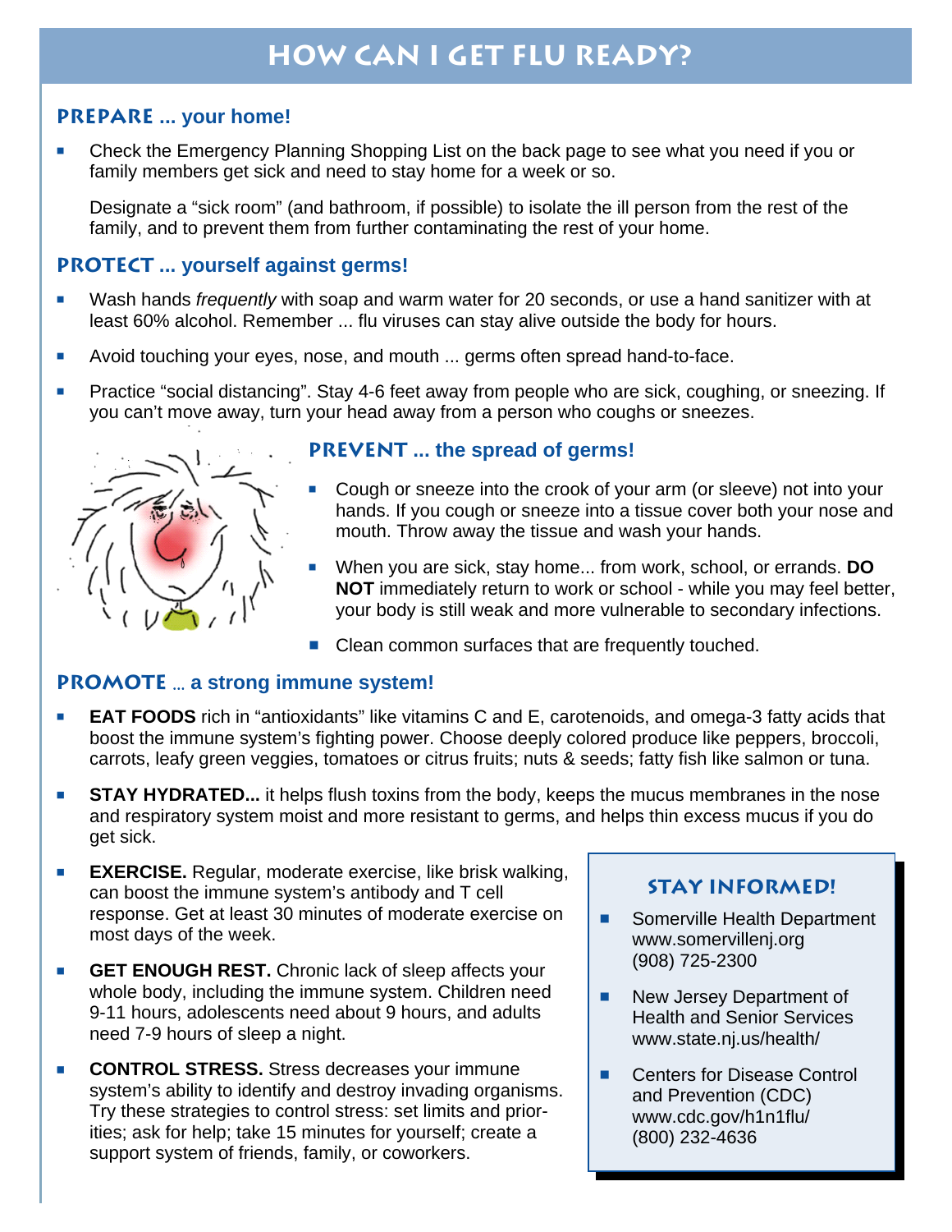# HOW CAN I GET FLU READY?

## PREPARE ... your home!

- Check the Emergency Planning Shopping List on the back page to see what you need if you or family members get sick and need to stay home for a week or so.

  Designate a "sick room" (and bathroom, if possible) to isolate the ill person from the rest of the family, and to prevent them from further contaminating the rest of your home.

## PROTECT ... yourself against germs!

- Wash hands *frequently* with soap and warm water for 20 seconds, or use a hand sanitizer with at least 60% alcohol. Remember ... flu viruses can stay alive outside the body for hours.
- Avoid touching your eyes, nose, and mouth ... germs often spread hand-to-face.
- Practice "social distancing". Stay 4-6 feet away from people who are sick, coughing, or sneezing. If you can't move away, turn your head away from a person who coughs or sneezes.

## PREVENT ... the spread of germs!

- Cough or sneeze into the crook of your arm (or sleeve) not into your hands. If you cough or sneeze into a tissue cover both your nose and mouth. Throw away the tissue and wash your hands.
- When you are sick, stay home... from work, school, or errands. **DO NOT** immediately return to work or school - while you may feel better, your body is still weak and more vulnerable to secondary infections.
- Clean common surfaces that are frequently touched.

## PROMOTE ... a strong immune system!

- **EAT FOODS** rich in "antioxidants" like vitamins C and E, carotenoids, and omega-3 fatty acids that boost the immune system's fighting power. Choose deeply colored produce like peppers, broccoli, carrots, leafy green veggies, tomatoes or citrus fruits; nuts & seeds; fatty fish like salmon or tuna.
- **STAY HYDRATED...** it helps flush toxins from the body, keeps the mucus membranes in the nose and respiratory system moist and more resistant to germs, and helps thin excess mucus if you do get sick.
- **EXERCISE.** Regular, moderate exercise, like brisk walking, can boost the immune system's antibody and T cell response. Get at least 30 minutes of moderate exercise on most days of the week.
- **GET ENOUGH REST.** Chronic lack of sleep affects your whole body, including the immune system. Children need 9-11 hours, adolescents need about 9 hours, and adults need 7-9 hours of sleep a night.
- **CONTROL STRESS.** Stress decreases your immune system's ability to identify and destroy invading organisms. Try these strategies to control stress: set limits and priorities; ask for help; take 15 minutes for yourself; create a support system of friends, family, or coworkers.

### STAY INFORMED!

- Somerville Health Department  
  www.somervillenj.org  
  (908) 725-2300
- New Jersey Department of Health and Senior Services  
  www.state.nj.us/health/
- Centers for Disease Control and Prevention (CDC)  
  www.cdc.gov/h1n1flu/  
  (800) 232-4636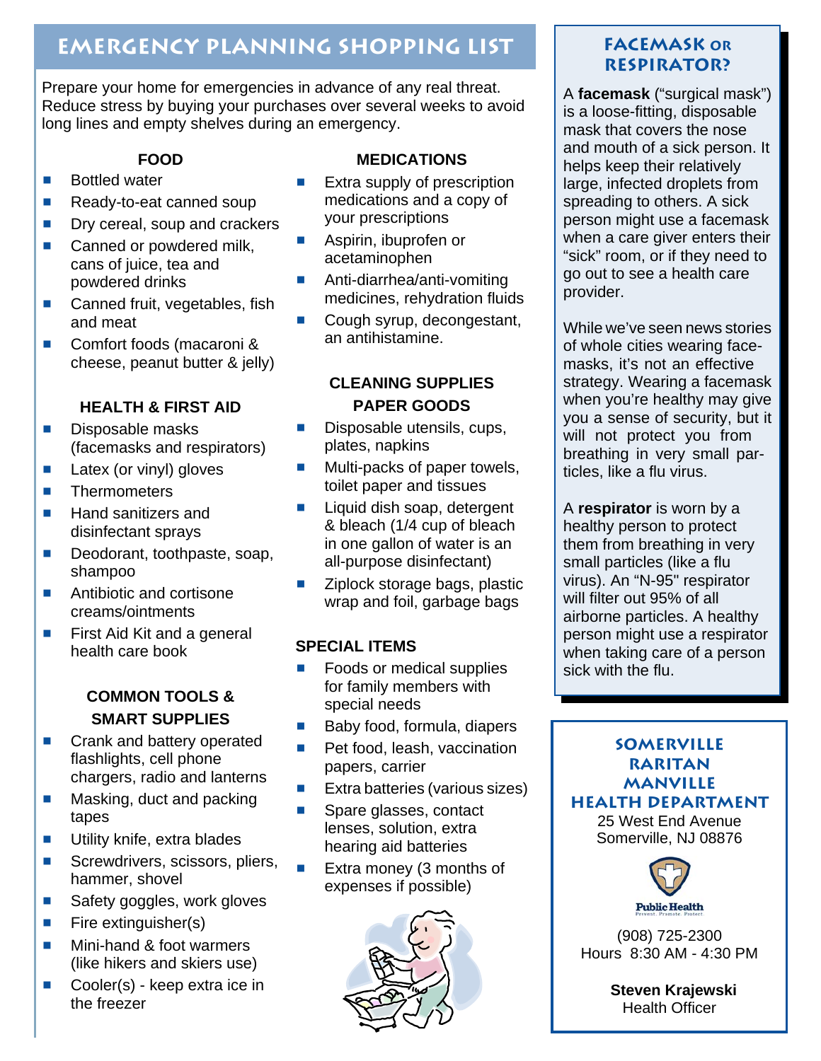# EMERGENCY PLANNING SHOPPING LIST

Prepare your home for emergencies in advance of any real threat. Reduce stress by buying your purchases over several weeks to avoid long lines and empty shelves during an emergency.

### FOOD

- Bottled water
- Ready-to-eat canned soup
- Dry cereal, soup and crackers
- Canned or powdered milk, cans of juice, tea and powdered drinks
- Canned fruit, vegetables, fish and meat
- Comfort foods (macaroni & cheese, peanut butter & jelly)

### HEALTH & FIRST AID

- Disposable masks (facemasks and respirators)
- Latex (or vinyl) gloves
- Thermometers
- Hand sanitizers and disinfectant sprays
- Deodorant, toothpaste, soap, shampoo
- Antibiotic and cortisone creams/ointments
- First Aid Kit and a general health care book

### COMMON TOOLS & SMART SUPPLIES

- Crank and battery operated flashlights, cell phone chargers, radio and lanterns
- Masking, duct and packing tapes
- Utility knife, extra blades
- Screwdrivers, scissors, pliers, hammer, shovel
- Safety goggles, work gloves
- Fire extinguisher(s)
- Mini-hand & foot warmers (like hikers and skiers use)
- Cooler(s) - keep extra ice in the freezer

### MEDICATIONS

- Extra supply of prescription medications and a copy of your prescriptions
- Aspirin, ibuprofen or acetaminophen
- Anti-diarrhea/anti-vomiting medicines, rehydration fluids
- Cough syrup, decongestant, an antihistamine.

### CLEANING SUPPLIES PAPER GOODS

- Disposable utensils, cups, plates, napkins
- Multi-packs of paper towels, toilet paper and tissues
- Liquid dish soap, detergent & bleach (1/4 cup of bleach in one gallon of water is an all-purpose disinfectant)
- Ziplock storage bags, plastic wrap and foil, garbage bags

### SPECIAL ITEMS

- Foods or medical supplies for family members with special needs
- Baby food, formula, diapers
- Pet food, leash, vaccination papers, carrier
- Extra batteries (various sizes)
- Spare glasses, contact lenses, solution, extra hearing aid batteries
- Extra money (3 months of expenses if possible)

## FACEMASK OR RESPIRATOR?

A **facemask** ("surgical mask") is a loose-fitting, disposable mask that covers the nose and mouth of a sick person. It helps keep their relatively large, infected droplets from spreading to others. A sick person might use a facemask when a care giver enters their "sick" room, or if they need to go out to see a health care provider.

While we've seen news stories of whole cities wearing face-masks, it's not an effective strategy. Wearing a facemask when you're healthy may give you a sense of security, but it will not protect you from breathing in very small particles, like a flu virus.

A **respirator** is worn by a healthy person to protect them from breathing in very small particles (like a flu virus). An "N-95" respirator will filter out 95% of all airborne particles. A healthy person might use a respirator when taking care of a person sick with the flu.

## SOMERVILLE RARITAN MANVILLE HEALTH DEPARTMENT

25 West End Avenue
Somerville, NJ 08876

Public Health
Prevent. Promote. Protect.

(908) 725-2300
Hours 8:30 AM - 4:30 PM

**Steven Krajewski**
Health Officer